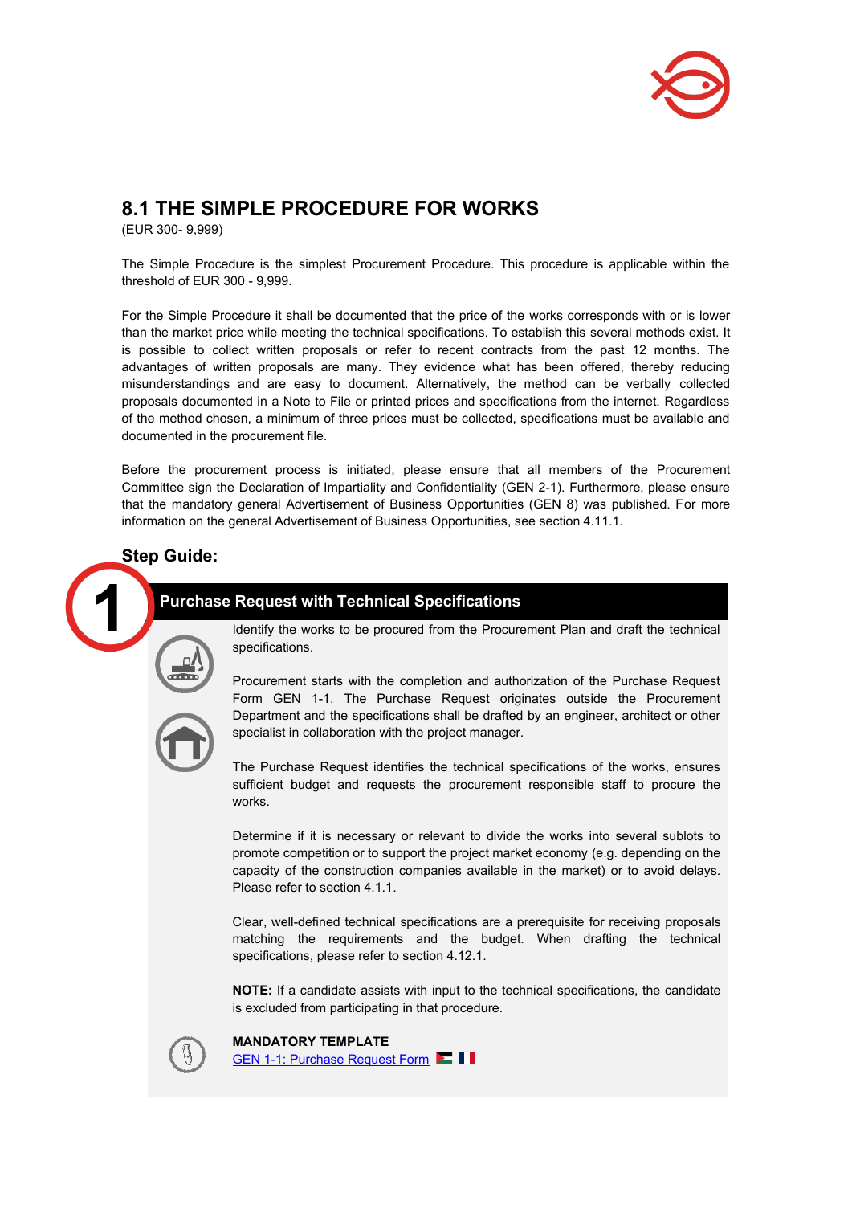## 8.1 THE SIMPLE PROCEDURE FOR WORKS

(EUR 300- 9,999)

The Simple Procedure is the simplest Procurement Procedure. This procedure is applicable within the threshold of EUR 300 - 9,999.

For the Simple Procedure it shall be documented that the price of the works corresponds with or is lower than the market price while meeting the technical specifications. To establish this several methods exist. It is possible to collect written proposals or refer to recent contracts from the past 12 months. The advantages of written proposals are many. They evidence what has been offered, thereby reducing misunderstandings and are easy to document. Alternatively, the method can be verbally collected proposals documented in a Note to File or printed prices and specifications from the internet. Regardless of the method chosen, a minimum of three prices must be collected, specifications must be available and documented in the procurement file.

Before the procurement process is initiated, please ensure that all members of the Procurement Committee sign the Declaration of Impartiality and Confidentiality (GEN 2-1). Furthermore, please ensure that the mandatory general Advertisement of Business Opportunities (GEN 8) was published. For more information on the general Advertisement of Business Opportunities, see section 4.11.1.

### Step Guide:

#### 1 Purchase Request with Technical Specifications

Identify the works to be procured from the Procurement Plan and draft the technical specifications.

Procurement starts with the completion and authorization of the Purchase Request Form GEN 1-1. The Purchase Request originates outside the Procurement Department and the specifications shall be drafted by an engineer, architect or other specialist in collaboration with the project manager.

The Purchase Request identifies the technical specifications of the works, ensures sufficient budget and requests the procurement responsible staff to procure the works.

Determine if it is necessary or relevant to divide the works into several sublots to promote competition or to support the project market economy (e.g. depending on the capacity of the construction companies available in the market) or to avoid delays. Please refer to section 4.1.1.

Clear, well-defined technical specifications are a prerequisite for receiving proposals matching the requirements and the budget. When drafting the technical specifications, please refer to section 4.12.1.

**NOTE:** If a candidate assists with input to the technical specifications, the candidate is excluded from participating in that procedure.

**MANDATORY TEMPLATE**

GEN 1-1: Purchase Request Form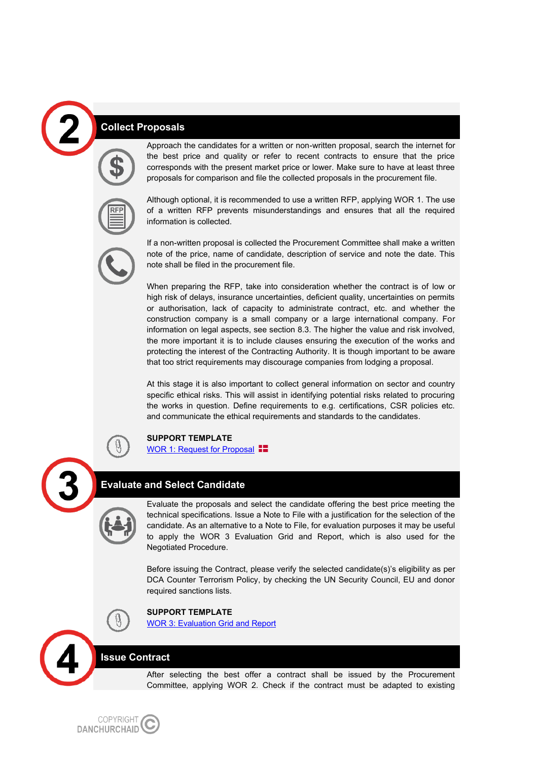## 2 Collect Proposals

Approach the candidates for a written or non-written proposal, search the internet for the best price and quality or refer to recent contracts to ensure that the price corresponds with the present market price or lower. Make sure to have at least three proposals for comparison and file the collected proposals in the procurement file.

Although optional, it is recommended to use a written RFP, applying WOR 1. The use of a written RFP prevents misunderstandings and ensures that all the required information is collected.

If a non-written proposal is collected the Procurement Committee shall make a written note of the price, name of candidate, description of service and note the date. This note shall be filed in the procurement file.

When preparing the RFP, take into consideration whether the contract is of low or high risk of delays, insurance uncertainties, deficient quality, uncertainties on permits or authorisation, lack of capacity to administrate contract, etc. and whether the construction company is a small company or a large international company. For information on legal aspects, see section 8.3. The higher the value and risk involved, the more important it is to include clauses ensuring the execution of the works and protecting the interest of the Contracting Authority. It is though important to be aware that too strict requirements may discourage companies from lodging a proposal.

At this stage it is also important to collect general information on sector and country specific ethical risks. This will assist in identifying potential risks related to procuring the works in question. Define requirements to e.g. certifications, CSR policies etc. and communicate the ethical requirements and standards to the candidates.

**SUPPORT TEMPLATE**
WOR 1: Request for Proposal

## 3 Evaluate and Select Candidate

Evaluate the proposals and select the candidate offering the best price meeting the technical specifications. Issue a Note to File with a justification for the selection of the candidate. As an alternative to a Note to File, for evaluation purposes it may be useful to apply the WOR 3 Evaluation Grid and Report, which is also used for the Negotiated Procedure.

Before issuing the Contract, please verify the selected candidate(s)'s eligibility as per DCA Counter Terrorism Policy, by checking the UN Security Council, EU and donor required sanctions lists.

**SUPPORT TEMPLATE**
WOR 3: Evaluation Grid and Report

## 4 Issue Contract

After selecting the best offer a contract shall be issued by the Procurement Committee, applying WOR 2. Check if the contract must be adapted to existing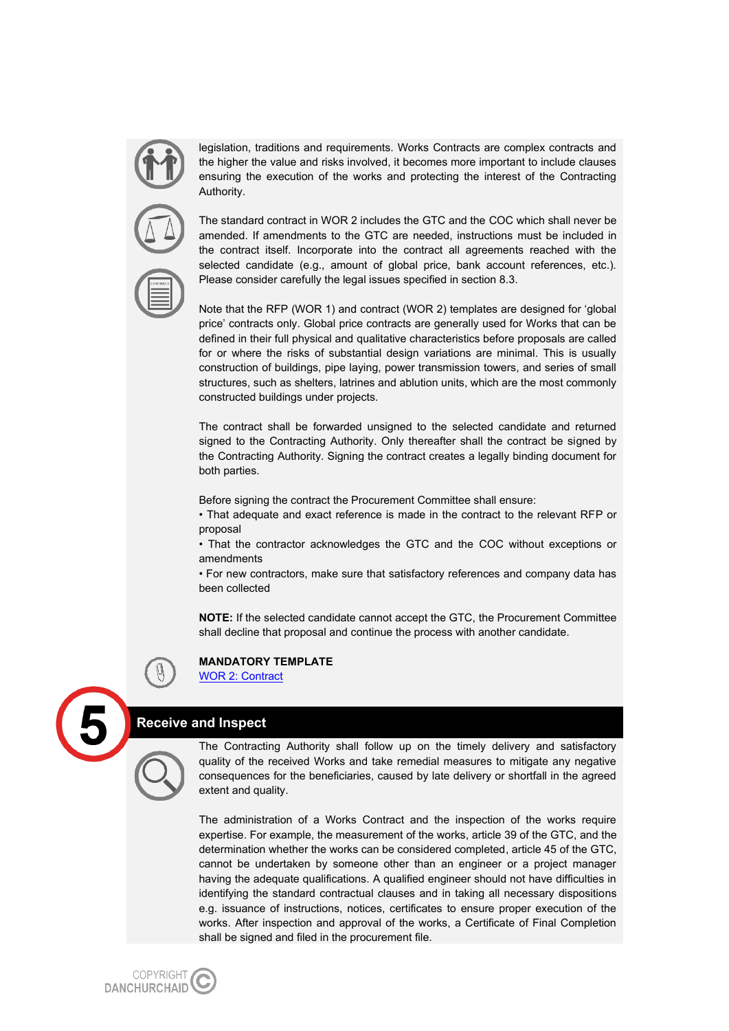legislation, traditions and requirements. Works Contracts are complex contracts and the higher the value and risks involved, it becomes more important to include clauses ensuring the execution of the works and protecting the interest of the Contracting Authority.

The standard contract in WOR 2 includes the GTC and the COC which shall never be amended. If amendments to the GTC are needed, instructions must be included in the contract itself. Incorporate into the contract all agreements reached with the selected candidate (e.g., amount of global price, bank account references, etc.). Please consider carefully the legal issues specified in section 8.3.

Note that the RFP (WOR 1) and contract (WOR 2) templates are designed for 'global price' contracts only. Global price contracts are generally used for Works that can be defined in their full physical and qualitative characteristics before proposals are called for or where the risks of substantial design variations are minimal. This is usually construction of buildings, pipe laying, power transmission towers, and series of small structures, such as shelters, latrines and ablution units, which are the most commonly constructed buildings under projects.

The contract shall be forwarded unsigned to the selected candidate and returned signed to the Contracting Authority. Only thereafter shall the contract be signed by the Contracting Authority. Signing the contract creates a legally binding document for both parties.

Before signing the contract the Procurement Committee shall ensure:

- That adequate and exact reference is made in the contract to the relevant RFP or proposal
- That the contractor acknowledges the GTC and the COC without exceptions or amendments
- For new contractors, make sure that satisfactory references and company data has been collected

**NOTE:** If the selected candidate cannot accept the GTC, the Procurement Committee shall decline that proposal and continue the process with another candidate.

**MANDATORY TEMPLATE**
WOR 2: Contract

## 5 Receive and Inspect

The Contracting Authority shall follow up on the timely delivery and satisfactory quality of the received Works and take remedial measures to mitigate any negative consequences for the beneficiaries, caused by late delivery or shortfall in the agreed extent and quality.

The administration of a Works Contract and the inspection of the works require expertise. For example, the measurement of the works, article 39 of the GTC, and the determination whether the works can be considered completed, article 45 of the GTC, cannot be undertaken by someone other than an engineer or a project manager having the adequate qualifications. A qualified engineer should not have difficulties in identifying the standard contractual clauses and in taking all necessary dispositions e.g. issuance of instructions, notices, certificates to ensure proper execution of the works. After inspection and approval of the works, a Certificate of Final Completion shall be signed and filed in the procurement file.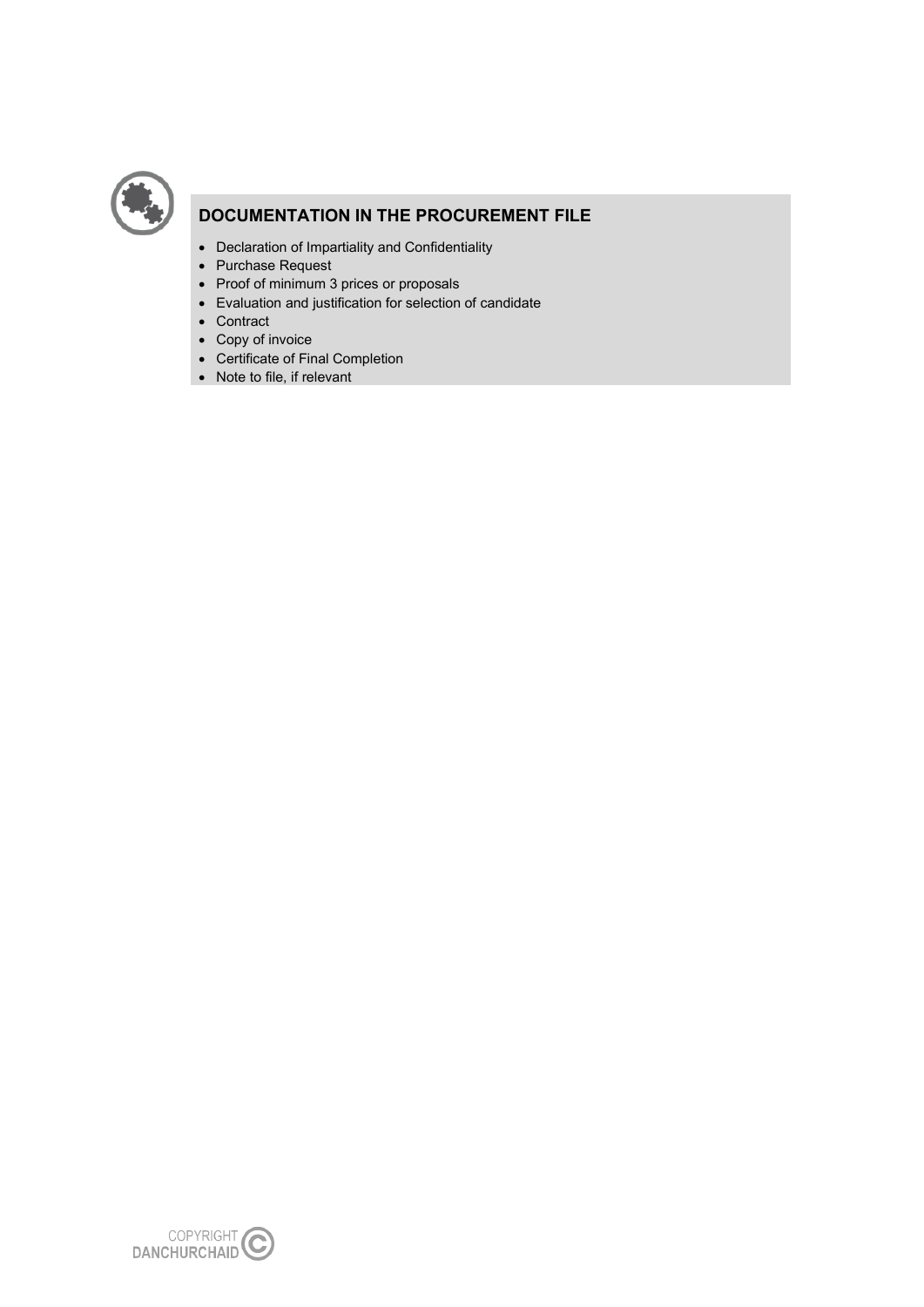## DOCUMENTATION IN THE PROCUREMENT FILE

- Declaration of Impartiality and Confidentiality
- Purchase Request
- Proof of minimum 3 prices or proposals
- Evaluation and justification for selection of candidate
- Contract
- Copy of invoice
- Certificate of Final Completion
- Note to file, if relevant